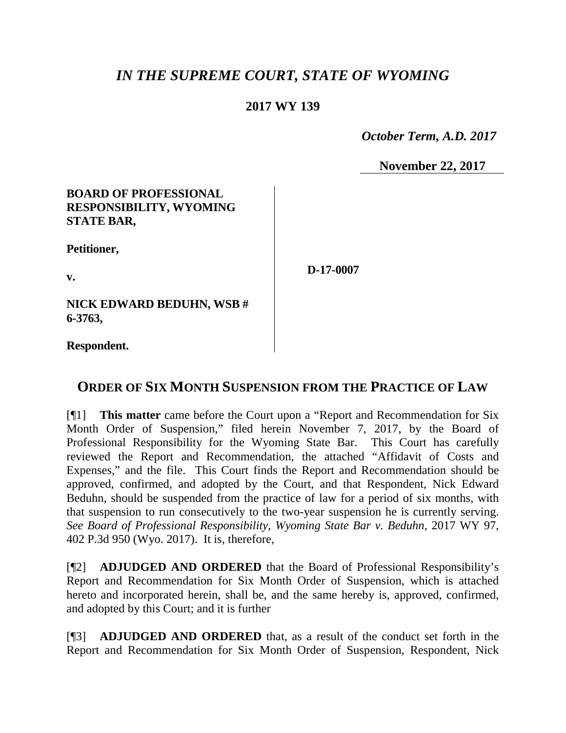# *IN THE SUPREME COURT, STATE OF WYOMING*

**2017 WY 139**

*October Term, A.D. 2017*

**November 22, 2017**

| | |
|---|---|
| **BOARD OF PROFESSIONAL RESPONSIBILITY, WYOMING STATE BAR,**<br><br>**Petitioner,**<br><br>**v.**<br><br>**NICK EDWARD BEDUHN, WSB # 6-3763,**<br><br>**Respondent.** | **D-17-0007** |

## ORDER OF SIX MONTH SUSPENSION FROM THE PRACTICE OF LAW

[¶1] **This matter** came before the Court upon a "Report and Recommendation for Six Month Order of Suspension," filed herein November 7, 2017, by the Board of Professional Responsibility for the Wyoming State Bar. This Court has carefully reviewed the Report and Recommendation, the attached "Affidavit of Costs and Expenses," and the file. This Court finds the Report and Recommendation should be approved, confirmed, and adopted by the Court, and that Respondent, Nick Edward Beduhn, should be suspended from the practice of law for a period of six months, with that suspension to run consecutively to the two-year suspension he is currently serving. *See Board of Professional Responsibility, Wyoming State Bar v. Beduhn*, 2017 WY 97, 402 P.3d 950 (Wyo. 2017). It is, therefore,

[¶2] **ADJUDGED AND ORDERED** that the Board of Professional Responsibility's Report and Recommendation for Six Month Order of Suspension, which is attached hereto and incorporated herein, shall be, and the same hereby is, approved, confirmed, and adopted by this Court; and it is further

[¶3] **ADJUDGED AND ORDERED** that, as a result of the conduct set forth in the Report and Recommendation for Six Month Order of Suspension, Respondent, Nick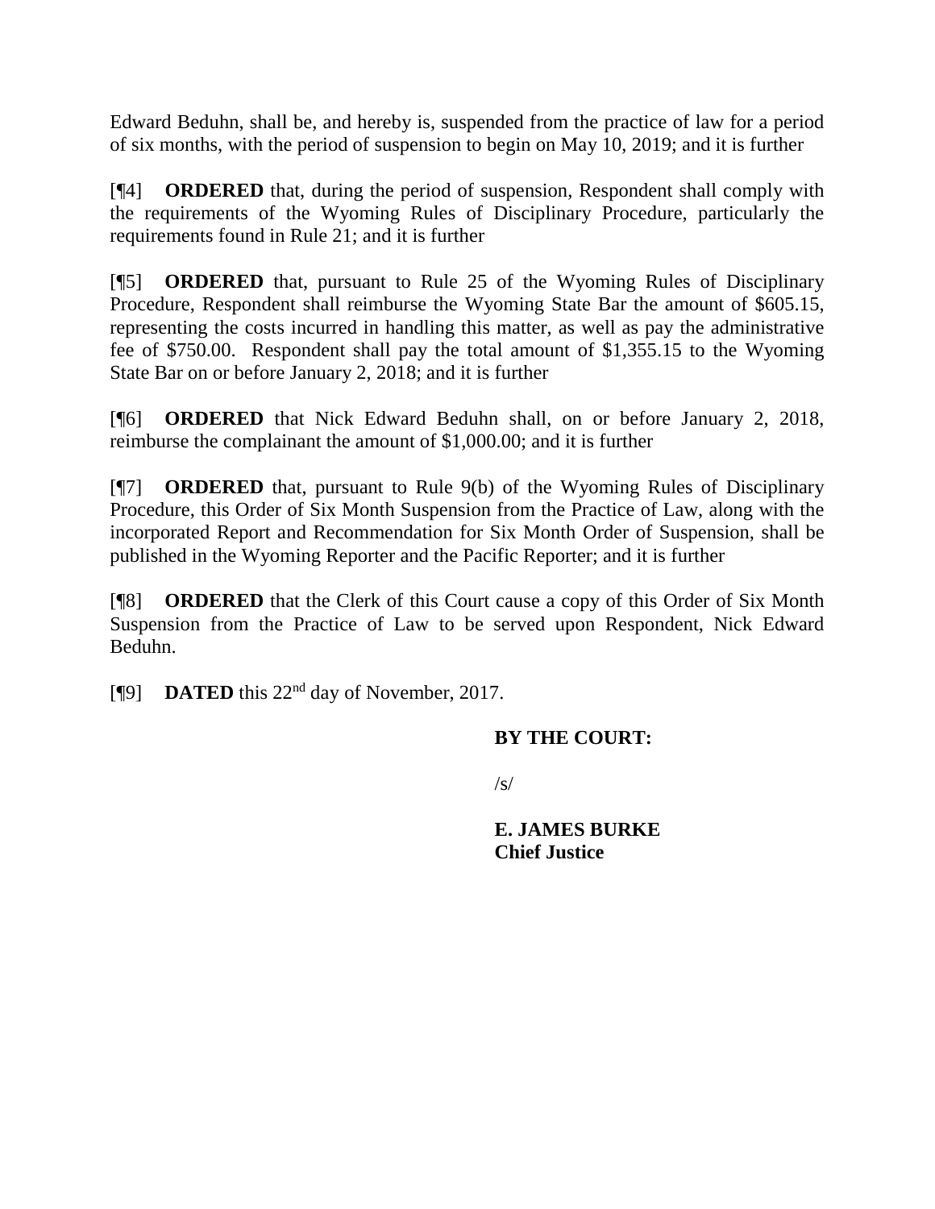Edward Beduhn, shall be, and hereby is, suspended from the practice of law for a period of six months, with the period of suspension to begin on May 10, 2019; and it is further

[¶4] **ORDERED** that, during the period of suspension, Respondent shall comply with the requirements of the Wyoming Rules of Disciplinary Procedure, particularly the requirements found in Rule 21; and it is further

[¶5] **ORDERED** that, pursuant to Rule 25 of the Wyoming Rules of Disciplinary Procedure, Respondent shall reimburse the Wyoming State Bar the amount of $605.15, representing the costs incurred in handling this matter, as well as pay the administrative fee of $750.00. Respondent shall pay the total amount of $1,355.15 to the Wyoming State Bar on or before January 2, 2018; and it is further

[¶6] **ORDERED** that Nick Edward Beduhn shall, on or before January 2, 2018, reimburse the complainant the amount of $1,000.00; and it is further

[¶7] **ORDERED** that, pursuant to Rule 9(b) of the Wyoming Rules of Disciplinary Procedure, this Order of Six Month Suspension from the Practice of Law, along with the incorporated Report and Recommendation for Six Month Order of Suspension, shall be published in the Wyoming Reporter and the Pacific Reporter; and it is further

[¶8] **ORDERED** that the Clerk of this Court cause a copy of this Order of Six Month Suspension from the Practice of Law to be served upon Respondent, Nick Edward Beduhn.

[¶9] **DATED** this 22nd day of November, 2017.

**BY THE COURT:**

/s/

**E. JAMES BURKE**
**Chief Justice**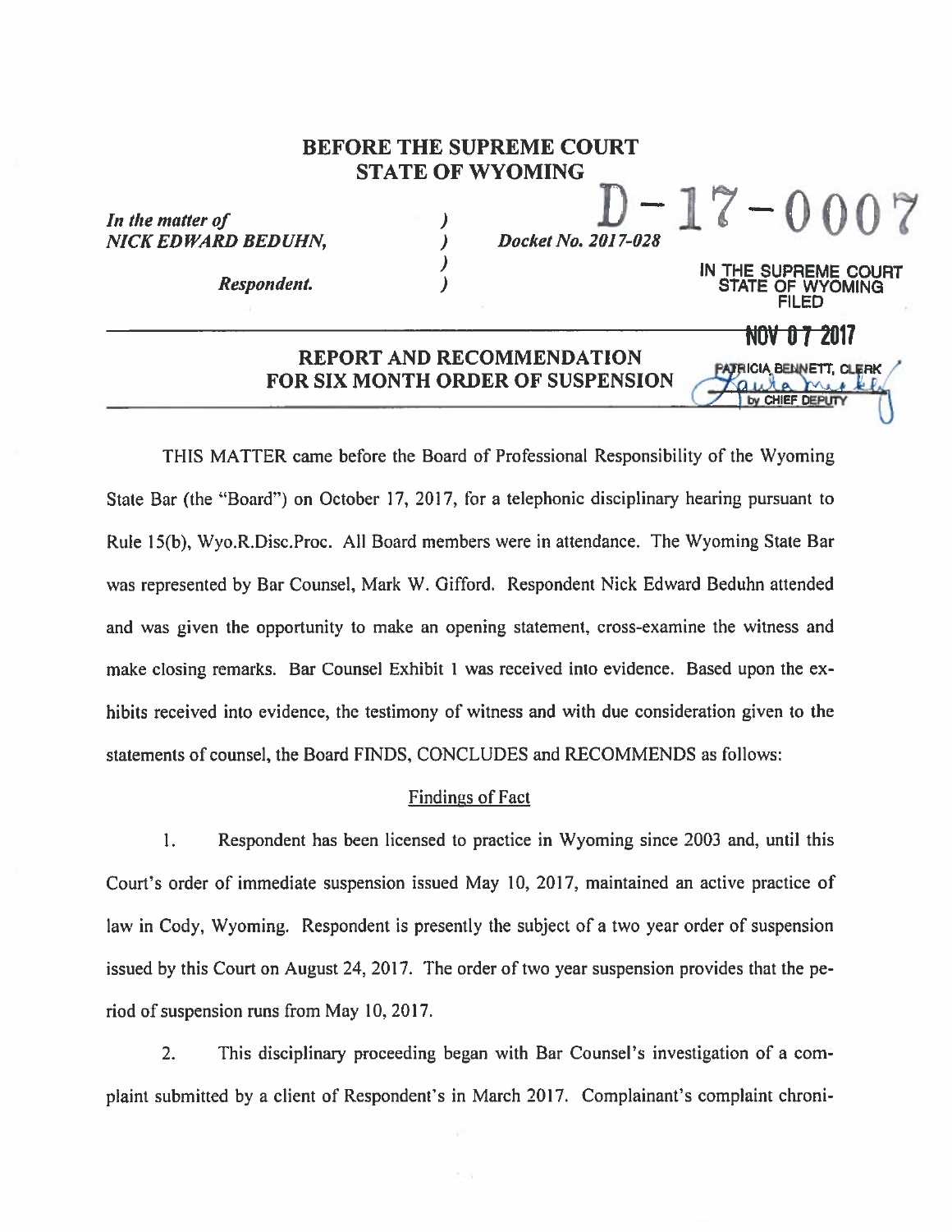# BEFORE THE SUPREME COURT
# STATE OF WYOMING

*In the matter of*
*NICK EDWARD BEDUHN,*

*Respondent.*

*Docket No. 2017-028*

D-17-0007

IN THE SUPREME COURT
STATE OF WYOMING
FILED

NOV 07 2017

PATRICIA BENNETT, CLERK
by CHIEF DEPUTY

## REPORT AND RECOMMENDATION FOR SIX MONTH ORDER OF SUSPENSION

THIS MATTER came before the Board of Professional Responsibility of the Wyoming State Bar (the "Board") on October 17, 2017, for a telephonic disciplinary hearing pursuant to Rule 15(b), Wyo.R.Disc.Proc. All Board members were in attendance. The Wyoming State Bar was represented by Bar Counsel, Mark W. Gifford. Respondent Nick Edward Beduhn attended and was given the opportunity to make an opening statement, cross-examine the witness and make closing remarks. Bar Counsel Exhibit 1 was received into evidence. Based upon the exhibits received into evidence, the testimony of witness and with due consideration given to the statements of counsel, the Board FINDS, CONCLUDES and RECOMMENDS as follows:

### Findings of Fact

1. Respondent has been licensed to practice in Wyoming since 2003 and, until this Court's order of immediate suspension issued May 10, 2017, maintained an active practice of law in Cody, Wyoming. Respondent is presently the subject of a two year order of suspension issued by this Court on August 24, 2017. The order of two year suspension provides that the period of suspension runs from May 10, 2017.

2. This disciplinary proceeding began with Bar Counsel's investigation of a complaint submitted by a client of Respondent's in March 2017. Complainant's complaint chroni-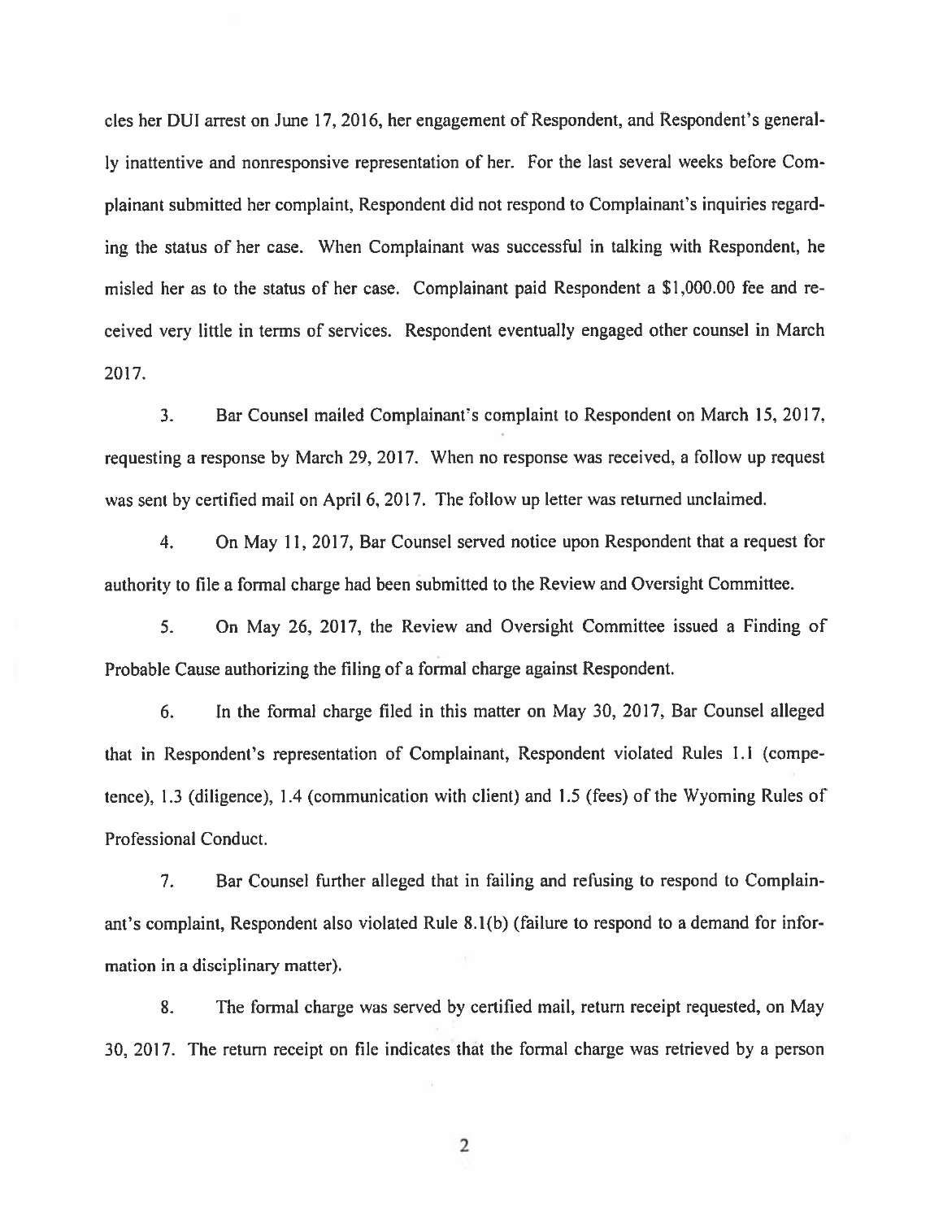cles her DUI arrest on June 17, 2016, her engagement of Respondent, and Respondent's generally inattentive and nonresponsive representation of her. For the last several weeks before Complainant submitted her complaint, Respondent did not respond to Complainant's inquiries regarding the status of her case. When Complainant was successful in talking with Respondent, he misled her as to the status of her case. Complainant paid Respondent a $1,000.00 fee and received very little in terms of services. Respondent eventually engaged other counsel in March 2017.

3. Bar Counsel mailed Complainant's complaint to Respondent on March 15, 2017, requesting a response by March 29, 2017. When no response was received, a follow up request was sent by certified mail on April 6, 2017. The follow up letter was returned unclaimed.

4. On May 11, 2017, Bar Counsel served notice upon Respondent that a request for authority to file a formal charge had been submitted to the Review and Oversight Committee.

5. On May 26, 2017, the Review and Oversight Committee issued a Finding of Probable Cause authorizing the filing of a formal charge against Respondent.

6. In the formal charge filed in this matter on May 30, 2017, Bar Counsel alleged that in Respondent's representation of Complainant, Respondent violated Rules 1.1 (competence), 1.3 (diligence), 1.4 (communication with client) and 1.5 (fees) of the Wyoming Rules of Professional Conduct.

7. Bar Counsel further alleged that in failing and refusing to respond to Complainant's complaint, Respondent also violated Rule 8.1(b) (failure to respond to a demand for information in a disciplinary matter).

8. The formal charge was served by certified mail, return receipt requested, on May 30, 2017. The return receipt on file indicates that the formal charge was retrieved by a person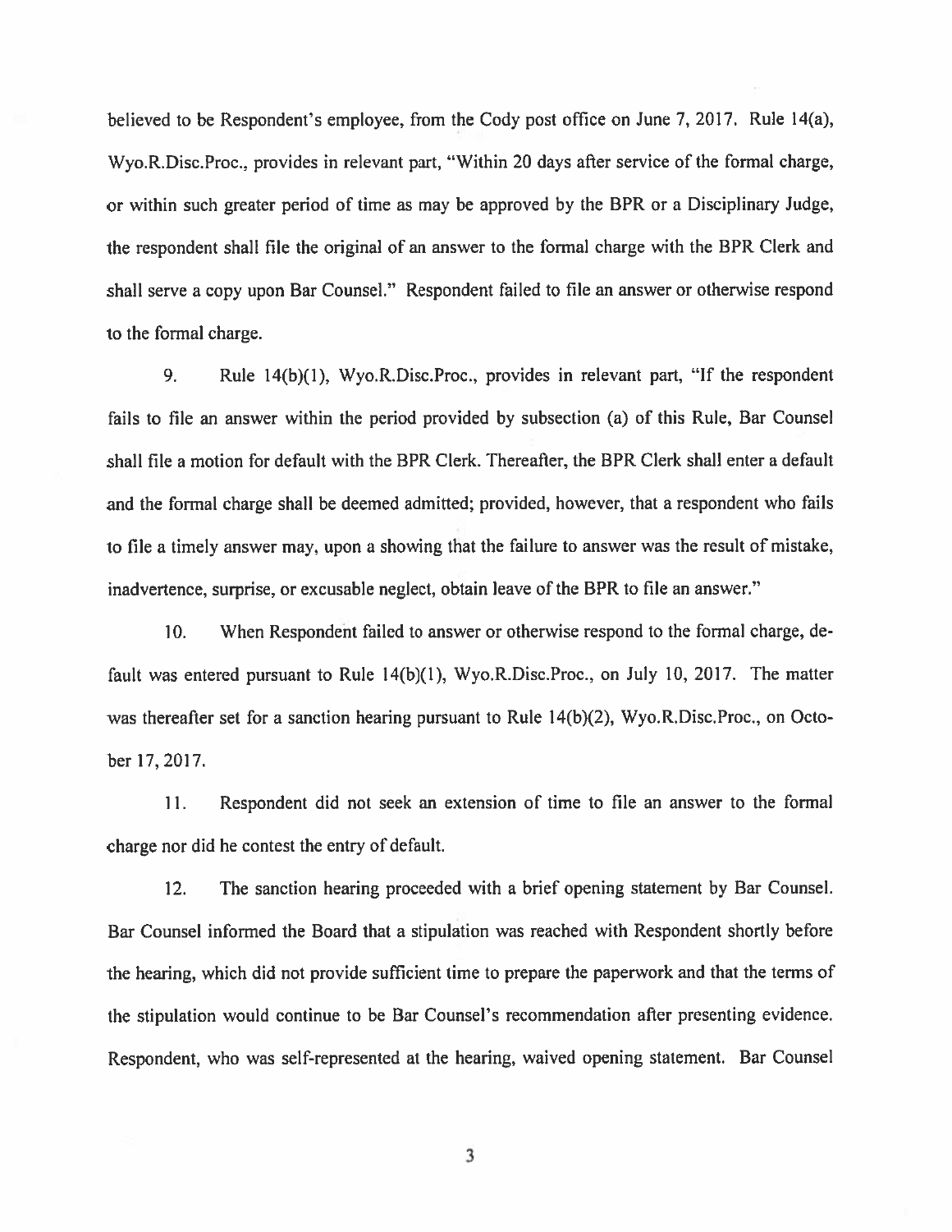believed to be Respondent's employee, from the Cody post office on June 7, 2017. Rule 14(a), Wyo.R.Disc.Proc., provides in relevant part, "Within 20 days after service of the formal charge, or within such greater period of time as may be approved by the BPR or a Disciplinary Judge, the respondent shall file the original of an answer to the formal charge with the BPR Clerk and shall serve a copy upon Bar Counsel." Respondent failed to file an answer or otherwise respond to the formal charge.

9. Rule 14(b)(1), Wyo.R.Disc.Proc., provides in relevant part, "If the respondent fails to file an answer within the period provided by subsection (a) of this Rule, Bar Counsel shall file a motion for default with the BPR Clerk. Thereafter, the BPR Clerk shall enter a default and the formal charge shall be deemed admitted; provided, however, that a respondent who fails to file a timely answer may, upon a showing that the failure to answer was the result of mistake, inadvertence, surprise, or excusable neglect, obtain leave of the BPR to file an answer."

10. When Respondent failed to answer or otherwise respond to the formal charge, default was entered pursuant to Rule 14(b)(1), Wyo.R.Disc.Proc., on July 10, 2017. The matter was thereafter set for a sanction hearing pursuant to Rule 14(b)(2), Wyo.R.Disc.Proc., on October 17, 2017.

11. Respondent did not seek an extension of time to file an answer to the formal charge nor did he contest the entry of default.

12. The sanction hearing proceeded with a brief opening statement by Bar Counsel. Bar Counsel informed the Board that a stipulation was reached with Respondent shortly before the hearing, which did not provide sufficient time to prepare the paperwork and that the terms of the stipulation would continue to be Bar Counsel's recommendation after presenting evidence. Respondent, who was self-represented at the hearing, waived opening statement. Bar Counsel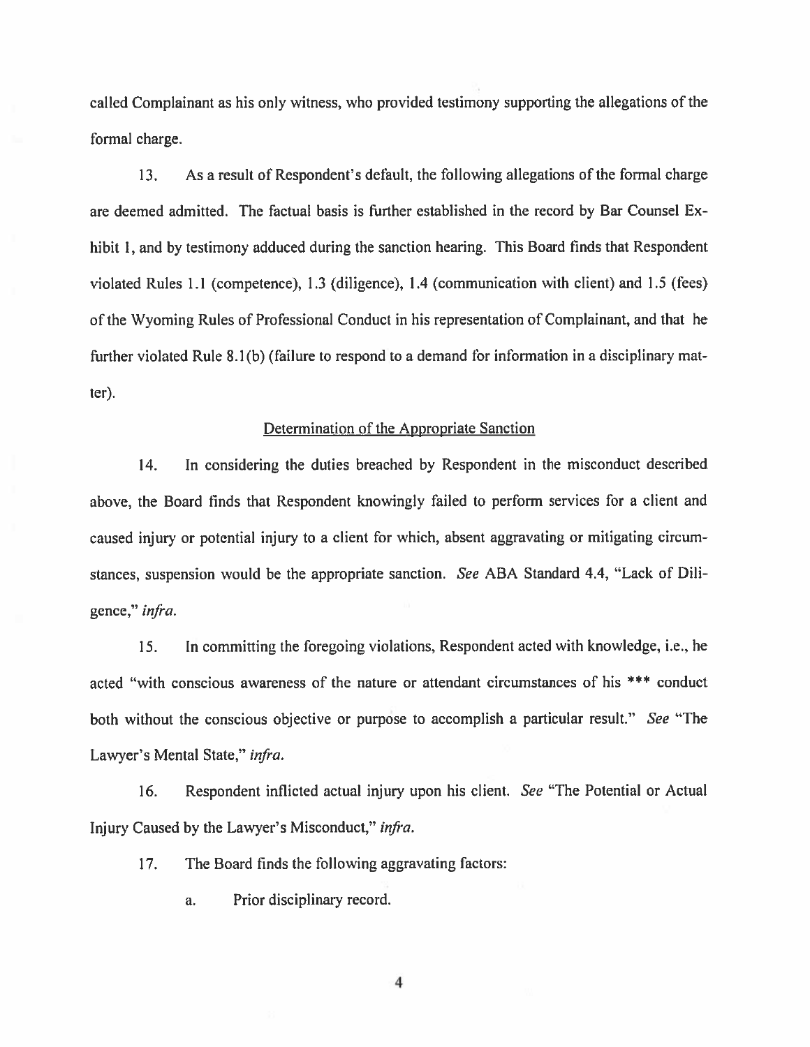called Complainant as his only witness, who provided testimony supporting the allegations of the formal charge.

13. As a result of Respondent's default, the following allegations of the formal charge are deemed admitted. The factual basis is further established in the record by Bar Counsel Exhibit 1, and by testimony adduced during the sanction hearing. This Board finds that Respondent violated Rules 1.1 (competence), 1.3 (diligence), 1.4 (communication with client) and 1.5 (fees) of the Wyoming Rules of Professional Conduct in his representation of Complainant, and that he further violated Rule 8.1(b) (failure to respond to a demand for information in a disciplinary matter).

## Determination of the Appropriate Sanction

14. In considering the duties breached by Respondent in the misconduct described above, the Board finds that Respondent knowingly failed to perform services for a client and caused injury or potential injury to a client for which, absent aggravating or mitigating circumstances, suspension would be the appropriate sanction. *See* ABA Standard 4.4, "Lack of Diligence," *infra.*

15. In committing the foregoing violations, Respondent acted with knowledge, i.e., he acted "with conscious awareness of the nature or attendant circumstances of his *** conduct both without the conscious objective or purpose to accomplish a particular result." *See* "The Lawyer's Mental State," *infra.*

16. Respondent inflicted actual injury upon his client. *See* "The Potential or Actual Injury Caused by the Lawyer's Misconduct," *infra.*

17. The Board finds the following aggravating factors:

a. Prior disciplinary record.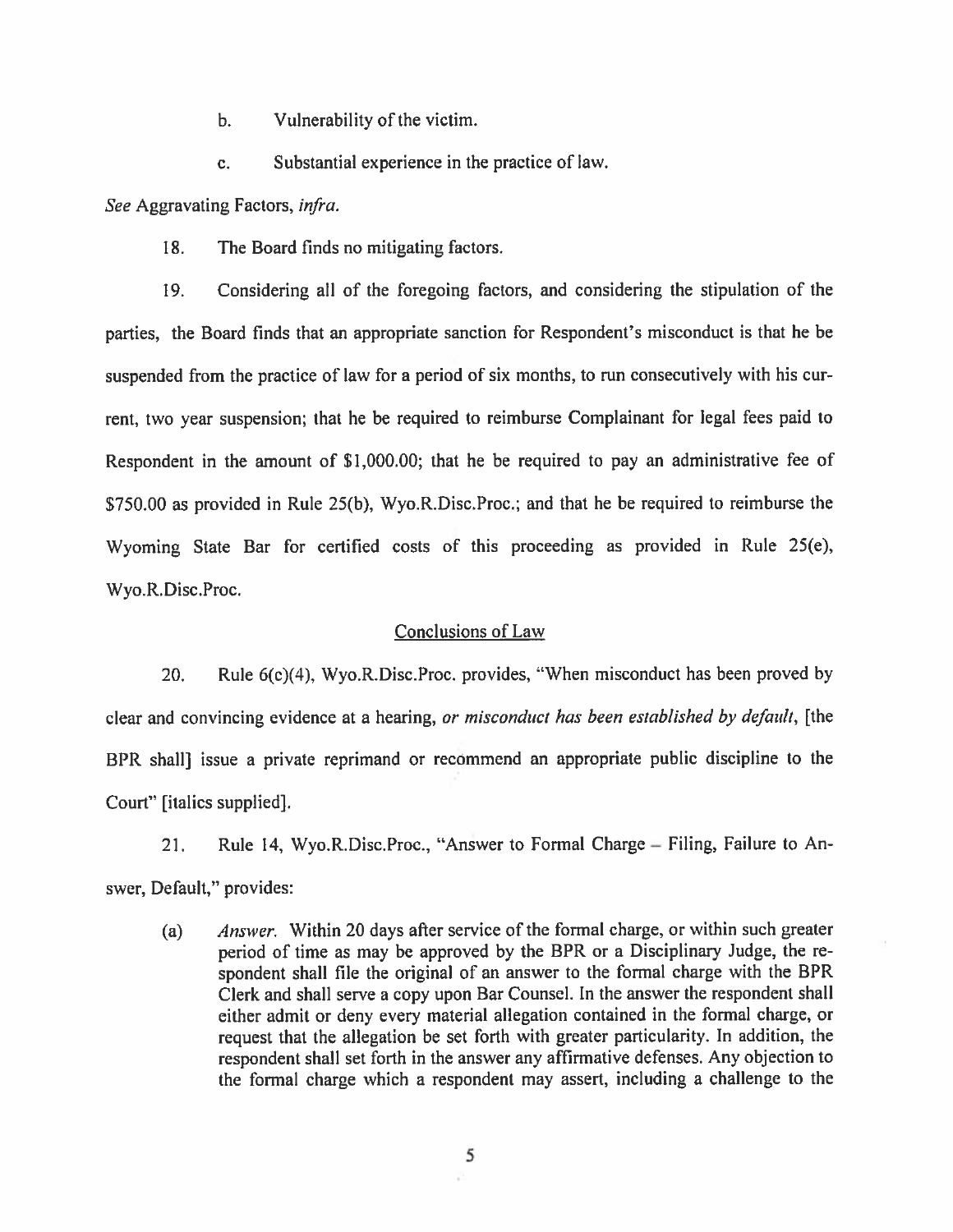b. Vulnerability of the victim.

c. Substantial experience in the practice of law.

*See* Aggravating Factors, *infra.*

18. The Board finds no mitigating factors.

19. Considering all of the foregoing factors, and considering the stipulation of the parties, the Board finds that an appropriate sanction for Respondent's misconduct is that he be suspended from the practice of law for a period of six months, to run consecutively with his current, two year suspension; that he be required to reimburse Complainant for legal fees paid to Respondent in the amount of $1,000.00; that he be required to pay an administrative fee of $750.00 as provided in Rule 25(b), Wyo.R.Disc.Proc.; and that he be required to reimburse the Wyoming State Bar for certified costs of this proceeding as provided in Rule 25(e), Wyo.R.Disc.Proc.

## Conclusions of Law

20. Rule 6(c)(4), Wyo.R.Disc.Proc. provides, "When misconduct has been proved by clear and convincing evidence at a hearing, *or misconduct has been established by default*, [the BPR shall] issue a private reprimand or recommend an appropriate public discipline to the Court" [italics supplied].

21. Rule 14, Wyo.R.Disc.Proc., "Answer to Formal Charge – Filing, Failure to Answer, Default," provides:

> (a) *Answer.* Within 20 days after service of the formal charge, or within such greater period of time as may be approved by the BPR or a Disciplinary Judge, the respondent shall file the original of an answer to the formal charge with the BPR Clerk and shall serve a copy upon Bar Counsel. In the answer the respondent shall either admit or deny every material allegation contained in the formal charge, or request that the allegation be set forth with greater particularity. In addition, the respondent shall set forth in the answer any affirmative defenses. Any objection to the formal charge which a respondent may assert, including a challenge to the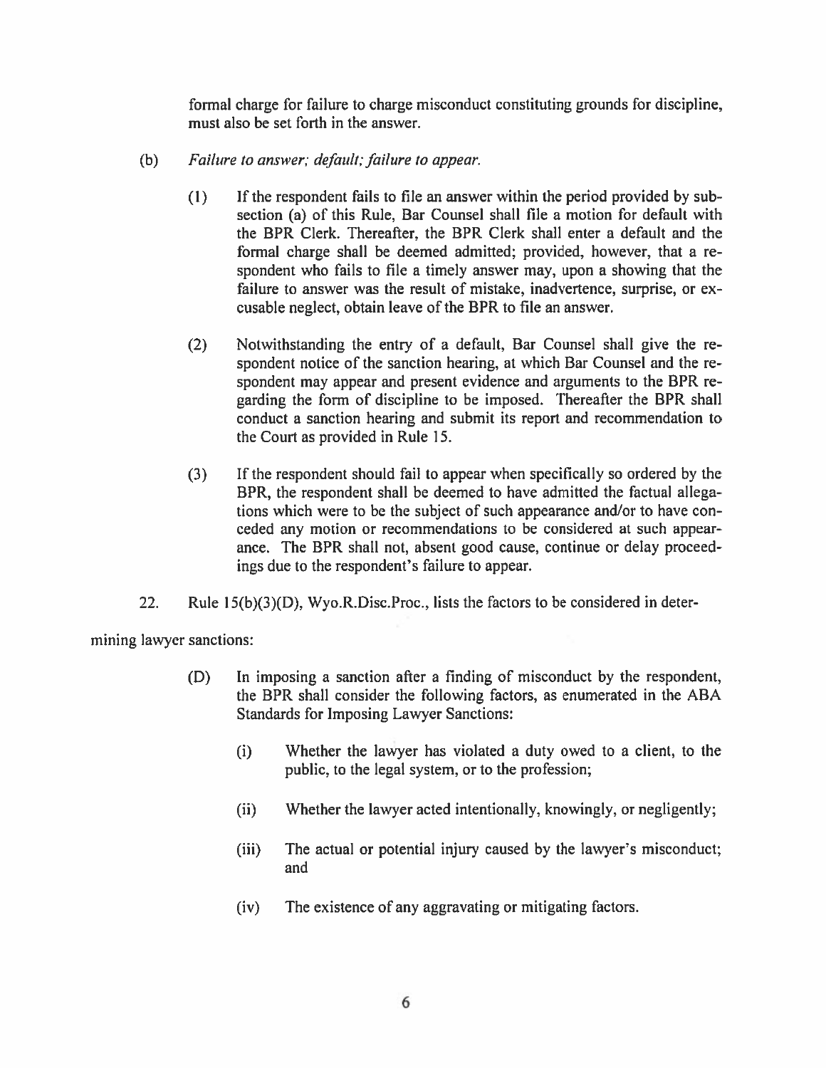formal charge for failure to charge misconduct constituting grounds for discipline, must also be set forth in the answer.

(b) *Failure to answer; default; failure to appear.*

(1) If the respondent fails to file an answer within the period provided by subsection (a) of this Rule, Bar Counsel shall file a motion for default with the BPR Clerk. Thereafter, the BPR Clerk shall enter a default and the formal charge shall be deemed admitted; provided, however, that a respondent who fails to file a timely answer may, upon a showing that the failure to answer was the result of mistake, inadvertence, surprise, or excusable neglect, obtain leave of the BPR to file an answer.

(2) Notwithstanding the entry of a default, Bar Counsel shall give the respondent notice of the sanction hearing, at which Bar Counsel and the respondent may appear and present evidence and arguments to the BPR regarding the form of discipline to be imposed. Thereafter the BPR shall conduct a sanction hearing and submit its report and recommendation to the Court as provided in Rule 15.

(3) If the respondent should fail to appear when specifically so ordered by the BPR, the respondent shall be deemed to have admitted the factual allegations which were to be the subject of such appearance and/or to have conceded any motion or recommendations to be considered at such appearance. The BPR shall not, absent good cause, continue or delay proceedings due to the respondent's failure to appear.

22. Rule 15(b)(3)(D), Wyo.R.Disc.Proc., lists the factors to be considered in determining lawyer sanctions:

(D) In imposing a sanction after a finding of misconduct by the respondent, the BPR shall consider the following factors, as enumerated in the ABA Standards for Imposing Lawyer Sanctions:

(i) Whether the lawyer has violated a duty owed to a client, to the public, to the legal system, or to the profession;

(ii) Whether the lawyer acted intentionally, knowingly, or negligently;

(iii) The actual or potential injury caused by the lawyer's misconduct; and

(iv) The existence of any aggravating or mitigating factors.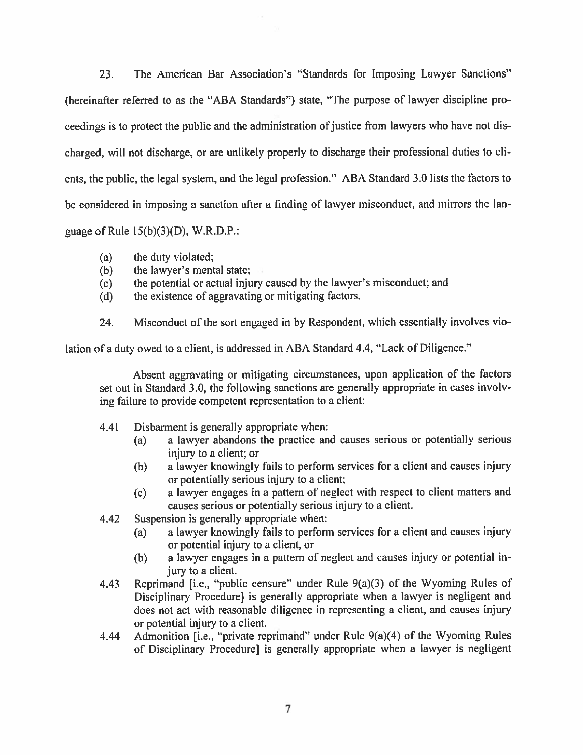23. The American Bar Association's "Standards for Imposing Lawyer Sanctions" (hereinafter referred to as the "ABA Standards") state, "The purpose of lawyer discipline proceedings is to protect the public and the administration of justice from lawyers who have not discharged, will not discharge, or are unlikely properly to discharge their professional duties to clients, the public, the legal system, and the legal profession." ABA Standard 3.0 lists the factors to be considered in imposing a sanction after a finding of lawyer misconduct, and mirrors the language of Rule 15(b)(3)(D), W.R.D.P.:

- (a) the duty violated;
- (b) the lawyer's mental state;
- (c) the potential or actual injury caused by the lawyer's misconduct; and
- (d) the existence of aggravating or mitigating factors.

24. Misconduct of the sort engaged in by Respondent, which essentially involves violation of a duty owed to a client, is addressed in ABA Standard 4.4, "Lack of Diligence."

> Absent aggravating or mitigating circumstances, upon application of the factors set out in Standard 3.0, the following sanctions are generally appropriate in cases involving failure to provide competent representation to a client:
>
> 4.41 Disbarment is generally appropriate when:
> - (a) a lawyer abandons the practice and causes serious or potentially serious injury to a client; or
> - (b) a lawyer knowingly fails to perform services for a client and causes injury or potentially serious injury to a client;
> - (c) a lawyer engages in a pattern of neglect with respect to client matters and causes serious or potentially serious injury to a client.
>
> 4.42 Suspension is generally appropriate when:
> - (a) a lawyer knowingly fails to perform services for a client and causes injury or potential injury to a client, or
> - (b) a lawyer engages in a pattern of neglect and causes injury or potential injury to a client.
>
> 4.43 Reprimand [i.e., "public censure" under Rule 9(a)(3) of the Wyoming Rules of Disciplinary Procedure] is generally appropriate when a lawyer is negligent and does not act with reasonable diligence in representing a client, and causes injury or potential injury to a client.
>
> 4.44 Admonition [i.e., "private reprimand" under Rule 9(a)(4) of the Wyoming Rules of Disciplinary Procedure] is generally appropriate when a lawyer is negligent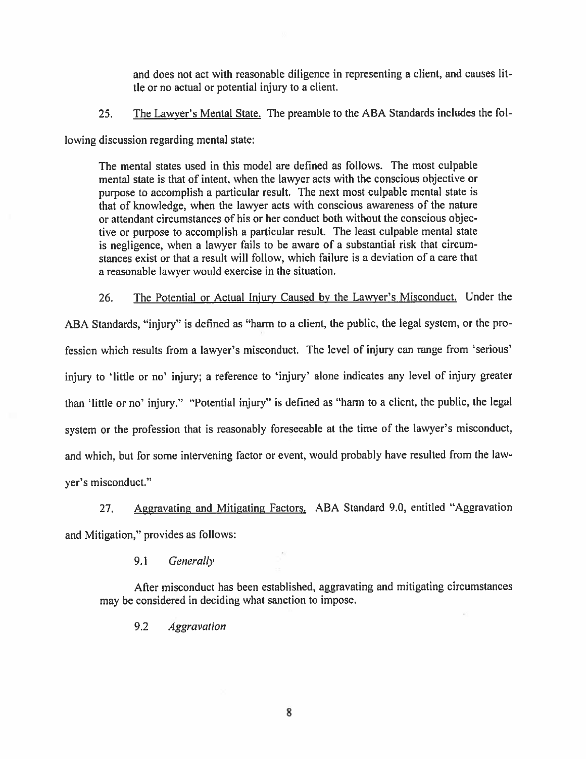and does not act with reasonable diligence in representing a client, and causes little or no actual or potential injury to a client.

25. The Lawyer's Mental State. The preamble to the ABA Standards includes the following discussion regarding mental state:

> The mental states used in this model are defined as follows. The most culpable mental state is that of intent, when the lawyer acts with the conscious objective or purpose to accomplish a particular result. The next most culpable mental state is that of knowledge, when the lawyer acts with conscious awareness of the nature or attendant circumstances of his or her conduct both without the conscious objective or purpose to accomplish a particular result. The least culpable mental state is negligence, when a lawyer fails to be aware of a substantial risk that circumstances exist or that a result will follow, which failure is a deviation of a care that a reasonable lawyer would exercise in the situation.

26. The Potential or Actual Injury Caused by the Lawyer's Misconduct. Under the ABA Standards, "injury" is defined as "harm to a client, the public, the legal system, or the profession which results from a lawyer's misconduct. The level of injury can range from 'serious' injury to 'little or no' injury; a reference to 'injury' alone indicates any level of injury greater than 'little or no' injury." "Potential injury" is defined as "harm to a client, the public, the legal system or the profession that is reasonably foreseeable at the time of the lawyer's misconduct, and which, but for some intervening factor or event, would probably have resulted from the lawyer's misconduct."

27. Aggravating and Mitigating Factors. ABA Standard 9.0, entitled "Aggravation and Mitigation," provides as follows:

> 9.1 *Generally*
>
> After misconduct has been established, aggravating and mitigating circumstances may be considered in deciding what sanction to impose.
>
> 9.2 *Aggravation*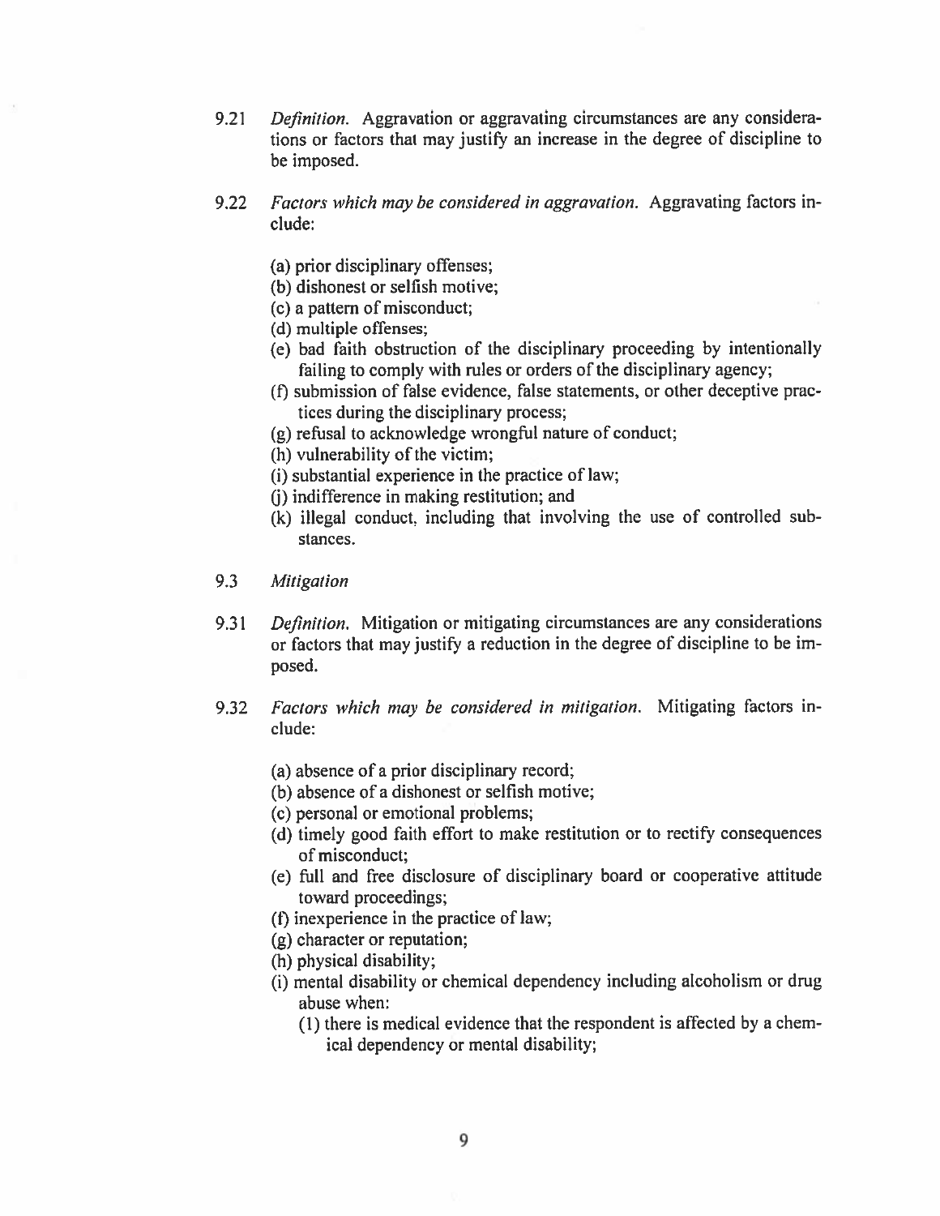9.21 *Definition.* Aggravation or aggravating circumstances are any considerations or factors that may justify an increase in the degree of discipline to be imposed.

9.22 *Factors which may be considered in aggravation.* Aggravating factors include:

(a) prior disciplinary offenses;
(b) dishonest or selfish motive;
(c) a pattern of misconduct;
(d) multiple offenses;
(e) bad faith obstruction of the disciplinary proceeding by intentionally failing to comply with rules or orders of the disciplinary agency;
(f) submission of false evidence, false statements, or other deceptive practices during the disciplinary process;
(g) refusal to acknowledge wrongful nature of conduct;
(h) vulnerability of the victim;
(i) substantial experience in the practice of law;
(j) indifference in making restitution; and
(k) illegal conduct, including that involving the use of controlled substances.

9.3 *Mitigation*

9.31 *Definition.* Mitigation or mitigating circumstances are any considerations or factors that may justify a reduction in the degree of discipline to be imposed.

9.32 *Factors which may be considered in mitigation.* Mitigating factors include:

(a) absence of a prior disciplinary record;
(b) absence of a dishonest or selfish motive;
(c) personal or emotional problems;
(d) timely good faith effort to make restitution or to rectify consequences of misconduct;
(e) full and free disclosure of disciplinary board or cooperative attitude toward proceedings;
(f) inexperience in the practice of law;
(g) character or reputation;
(h) physical disability;
(i) mental disability or chemical dependency including alcoholism or drug abuse when:
    (1) there is medical evidence that the respondent is affected by a chemical dependency or mental disability;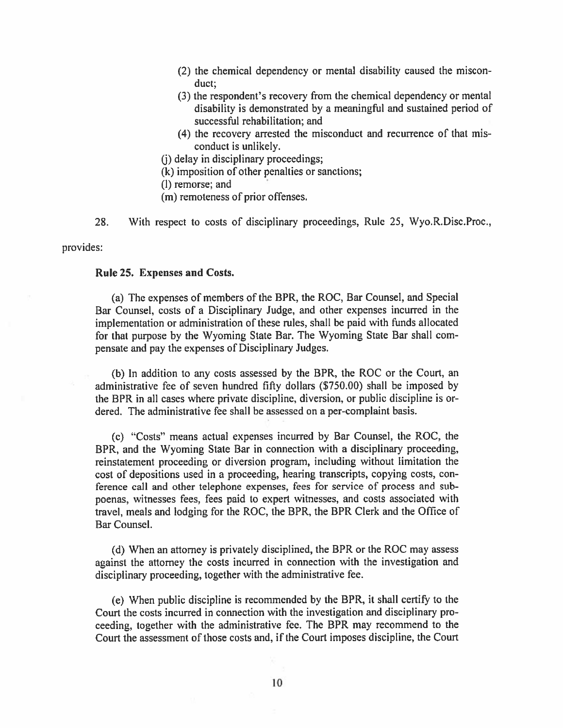(2) the chemical dependency or mental disability caused the misconduct;

(3) the respondent's recovery from the chemical dependency or mental disability is demonstrated by a meaningful and sustained period of successful rehabilitation; and

(4) the recovery arrested the misconduct and recurrence of that misconduct is unlikely.

(j) delay in disciplinary proceedings;

(k) imposition of other penalties or sanctions;

(l) remorse; and

(m) remoteness of prior offenses.

28. With respect to costs of disciplinary proceedings, Rule 25, Wyo.R.Disc.Proc., provides:

**Rule 25. Expenses and Costs.**

(a) The expenses of members of the BPR, the ROC, Bar Counsel, and Special Bar Counsel, costs of a Disciplinary Judge, and other expenses incurred in the implementation or administration of these rules, shall be paid with funds allocated for that purpose by the Wyoming State Bar. The Wyoming State Bar shall compensate and pay the expenses of Disciplinary Judges.

(b) In addition to any costs assessed by the BPR, the ROC or the Court, an administrative fee of seven hundred fifty dollars ($750.00) shall be imposed by the BPR in all cases where private discipline, diversion, or public discipline is ordered. The administrative fee shall be assessed on a per-complaint basis.

(c) "Costs" means actual expenses incurred by Bar Counsel, the ROC, the BPR, and the Wyoming State Bar in connection with a disciplinary proceeding, reinstatement proceeding or diversion program, including without limitation the cost of depositions used in a proceeding, hearing transcripts, copying costs, conference call and other telephone expenses, fees for service of process and subpoenas, witnesses fees, fees paid to expert witnesses, and costs associated with travel, meals and lodging for the ROC, the BPR, the BPR Clerk and the Office of Bar Counsel.

(d) When an attorney is privately disciplined, the BPR or the ROC may assess against the attorney the costs incurred in connection with the investigation and disciplinary proceeding, together with the administrative fee.

(e) When public discipline is recommended by the BPR, it shall certify to the Court the costs incurred in connection with the investigation and disciplinary proceeding, together with the administrative fee. The BPR may recommend to the Court the assessment of those costs and, if the Court imposes discipline, the Court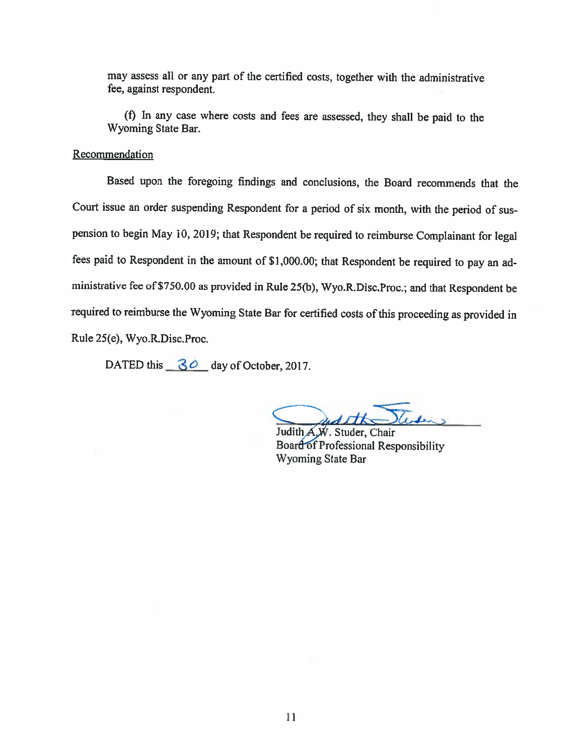may assess all or any part of the certified costs, together with the administrative fee, against respondent.

(f) In any case where costs and fees are assessed, they shall be paid to the Wyoming State Bar.

Recommendation

Based upon the foregoing findings and conclusions, the Board recommends that the Court issue an order suspending Respondent for a period of six month, with the period of suspension to begin May 10, 2019; that Respondent be required to reimburse Complainant for legal fees paid to Respondent in the amount of $1,000.00; that Respondent be required to pay an administrative fee of $750.00 as provided in Rule 25(b), Wyo.R.Disc.Proc.; and that Respondent be required to reimburse the Wyoming State Bar for certified costs of this proceeding as provided in Rule 25(e), Wyo.R.Disc.Proc.

DATED this 30 day of October, 2017.

Judith A.W. Studer, Chair
Board of Professional Responsibility
Wyoming State Bar